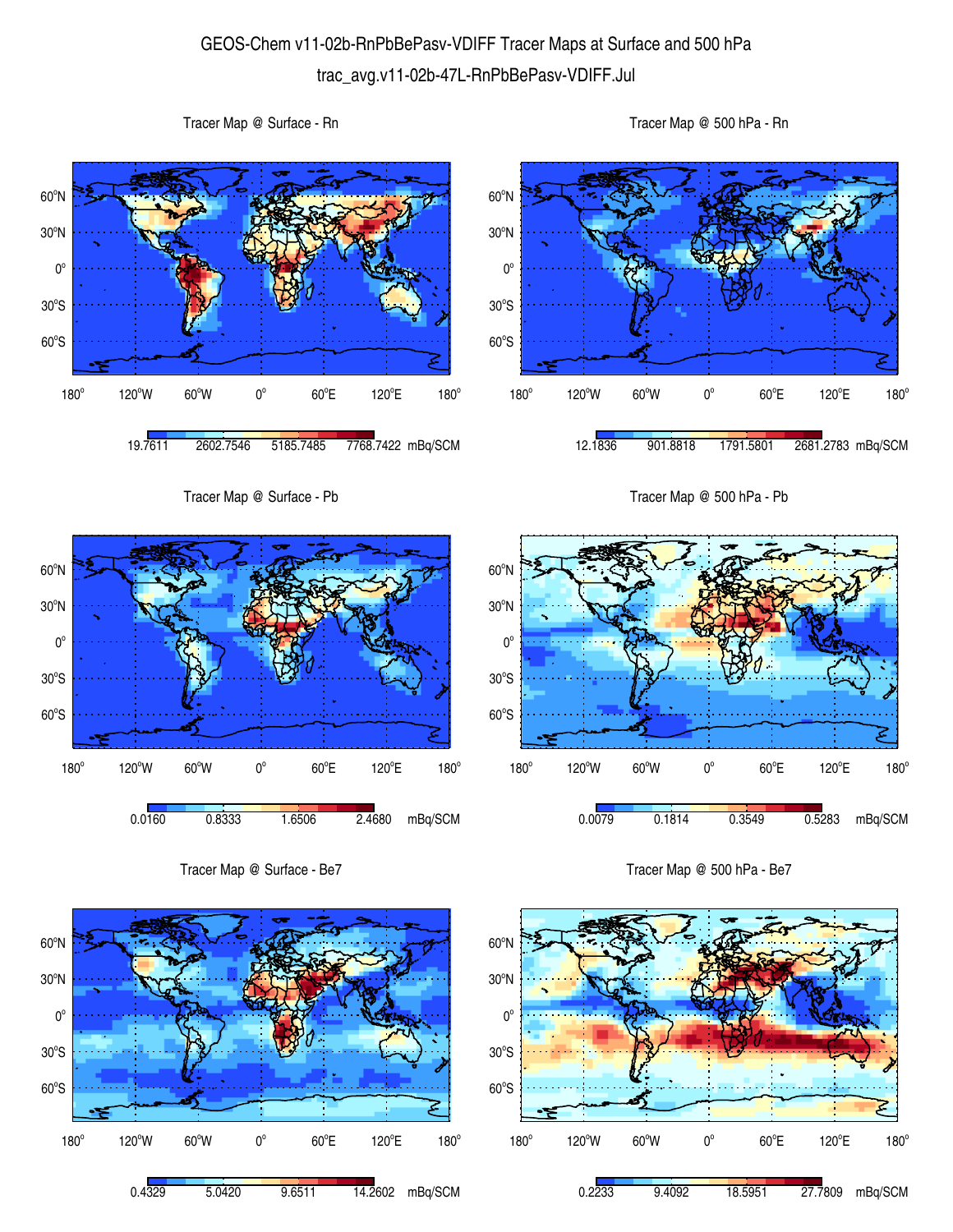GEOS-Chem v11-02b-RnPbBePasv-VDIFF Tracer Maps at Surface and 500 hPa

trac_avg.v11-02b-47L-RnPbBePasv-VDIFF.Jul

Tracer Map @ Surface - Rn

60°N
30°N
0°
30°S
60°S
180° 120°W 60°W 0° 60°E 120°E 180°

19.7611 2602.7546 5185.7485 7768.7422 mBq/SCM

Tracer Map @ 500 hPa - Rn

60°N
30°N
0°
30°S
60°S
180° 120°W 60°W 0° 60°E 120°E 180°

12.1836 901.8818 1791.5801 2681.2783 mBq/SCM

Tracer Map @ Surface - Pb

60°N
30°N
0°
30°S
60°S
180° 120°W 60°W 0° 60°E 120°E 180°

0.0160 0.8333 1.6506 2.4680 mBq/SCM

Tracer Map @ 500 hPa - Pb

60°N
30°N
0°
30°S
60°S
180° 120°W 60°W 0° 60°E 120°E 180°

0.0079 0.1814 0.3549 0.5283 mBq/SCM

Tracer Map @ Surface - Be7

60°N
30°N
0°
30°S
60°S
180° 120°W 60°W 0° 60°E 120°E 180°

0.4329 5.0420 9.6511 14.2602 mBq/SCM

Tracer Map @ 500 hPa - Be7

60°N
30°N
0°
30°S
60°S
180° 120°W 60°W 0° 60°E 120°E 180°

0.2233 9.4092 18.5951 27.7809 mBq/SCM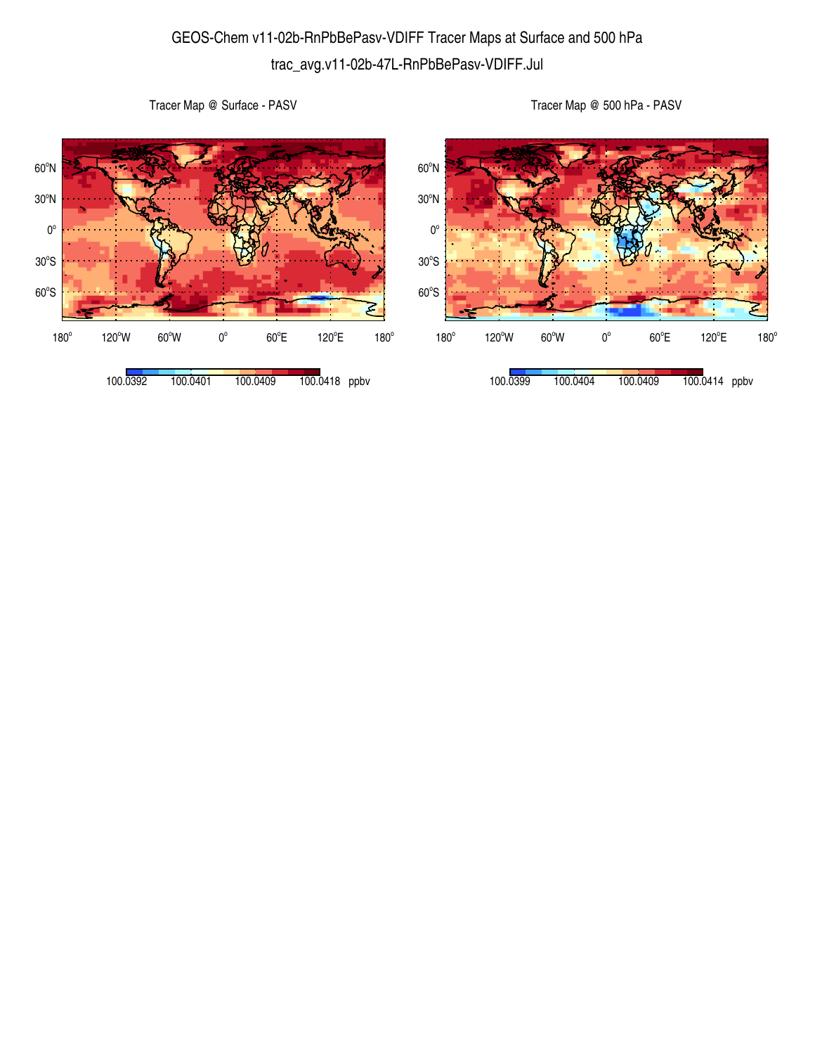# GEOS-Chem v11-02b-RnPbBePasv-VDIFF Tracer Maps at Surface and 500 hPa

trac_avg.v11-02b-47L-RnPbBePasv-VDIFF.Jul

Tracer Map @ Surface - PASV

60°N
30°N
0°
30°S
60°S

180° 120°W 60°W 0° 60°E 120°E 180°

100.0392 100.0401 100.0409 100.0418 ppbv

Tracer Map @ 500 hPa - PASV

60°N
30°N
0°
30°S
60°S

180° 120°W 60°W 0° 60°E 120°E 180°

100.0399 100.0404 100.0409 100.0414 ppbv